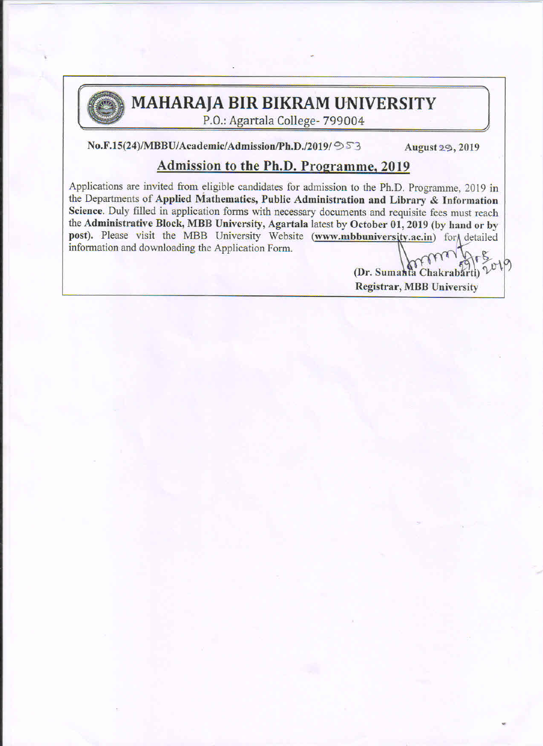# MAHARAJA BIR BIKRAM UNIVERSITY

P.O.: Agartala College- 799004

**No.F.15(24)/MBBU/Academic/Admission/Ph.D./2019/ 953** **August 29, 2019**

## Admission to the Ph.D. Programme, 2019

Applications are invited from eligible candidates for admission to the Ph.D. Programme, 2019 in the Departments of **Applied Mathematics, Public Administration and Library & Information Science**. Duly filled in application forms with necessary documents and requisite fees must reach the **Administrative Block, MBB University, Agartala** latest by **October 01, 2019 (by hand or by post)**. Please visit the MBB University Website (**www.mbbuniversity.ac.in**) for detailed information and downloading the Application Form.

29/8/2019

**(Dr. Sumanta Chakrabarti)**
**Registrar, MBB University**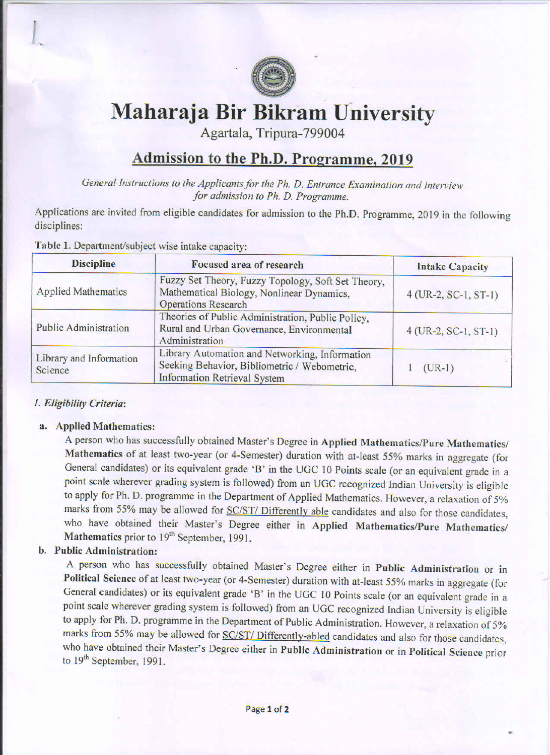# Maharaja Bir Bikram University

Agartala, Tripura-799004

## Admission to the Ph.D. Programme, 2019

*General Instructions to the Applicants for the Ph. D. Entrance Examination and Interview for admission to Ph. D. Programme.*

Applications are invited from eligible candidates for admission to the Ph.D. Programme, 2019 in the following disciplines:

**Table 1.** Department/subject wise intake capacity:

| Discipline | Focused area of research | Intake Capacity |
|---|---|---|
| Applied Mathematics | Fuzzy Set Theory, Fuzzy Topology, Soft Set Theory, Mathematical Biology, Nonlinear Dynamics, Operations Research | 4 (UR-2, SC-1, ST-1) |
| Public Administration | Theories of Public Administration, Public Policy, Rural and Urban Governance, Environmental Administration | 4 (UR-2, SC-1, ST-1) |
| Library and Information Science | Library Automation and Networking, Information Seeking Behavior, Bibliometric / Webometric, Information Retrieval System | 1 (UR-1) |

### *I. Eligibility Criteria*:

**a. Applied Mathematics:**

A person who has successfully obtained Master's Degree in **Applied Mathematics/Pure Mathematics/ Mathematics** of at least two-year (or 4-Semester) duration with at-least 55% marks in aggregate (for General candidates) or its equivalent grade 'B' in the UGC 10 Points scale (or an equivalent grade in a point scale wherever grading system is followed) from an UGC recognized Indian University is eligible to apply for Ph. D. programme in the Department of Applied Mathematics. However, a relaxation of 5% marks from 55% may be allowed for SC/ST/ Differently able candidates and also for those candidates, who have obtained their Master's Degree either in **Applied Mathematics/Pure Mathematics/ Mathematics** prior to 19th September, 1991.

**b. Public Administration:**

A person who has successfully obtained Master's Degree either in **Public Administration** or in **Political Science** of at least two-year (or 4-Semester) duration with at-least 55% marks in aggregate (for General candidates) or its equivalent grade 'B' in the UGC 10 Points scale (or an equivalent grade in a point scale wherever grading system is followed) from an UGC recognized Indian University is eligible to apply for Ph. D. programme in the Department of Public Administration. However, a relaxation of 5% marks from 55% may be allowed for SC/ST/ Differently-abled candidates and also for those candidates, who have obtained their Master's Degree either in **Public Administration** or in **Political Science** prior to 19th September, 1991.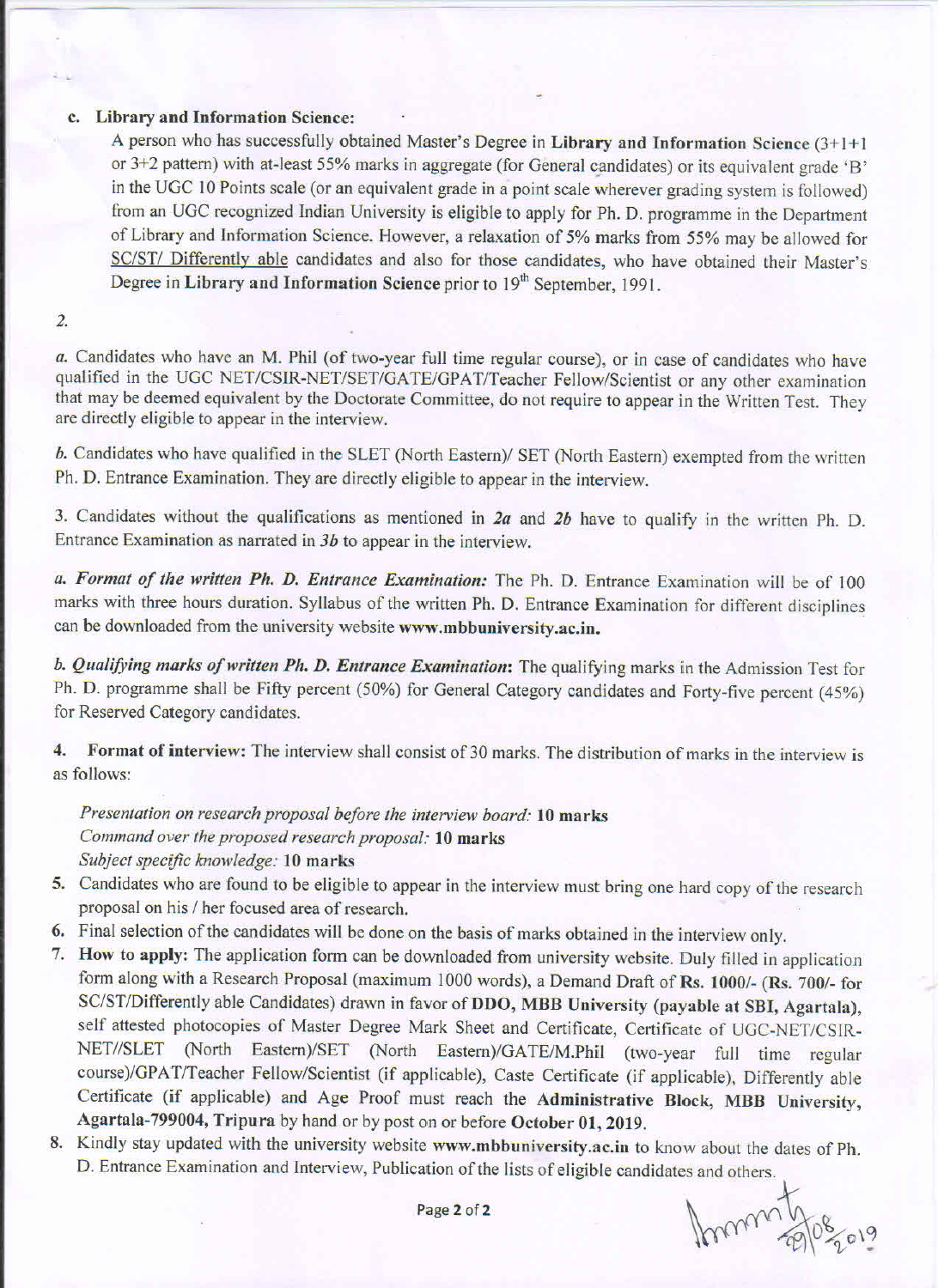**c. Library and Information Science:**

A person who has successfully obtained Master's Degree in **Library and Information Science** (3+1+1 or 3+2 pattern) with at-least 55% marks in aggregate (for General candidates) or its equivalent grade 'B' in the UGC 10 Points scale (or an equivalent grade in a point scale wherever grading system is followed) from an UGC recognized Indian University is eligible to apply for Ph. D. programme in the Department of Library and Information Science. However, a relaxation of 5% marks from 55% may be allowed for SC/ST/ Differently able candidates and also for those candidates, who have obtained their Master's Degree in **Library and Information Science** prior to 19th September, 1991.

*2.*

*a.* Candidates who have an M. Phil (of two-year full time regular course), or in case of candidates who have qualified in the UGC NET/CSIR-NET/SET/GATE/GPAT/Teacher Fellow/Scientist or any other examination that may be deemed equivalent by the Doctorate Committee, do not require to appear in the Written Test. They are directly eligible to appear in the interview.

*b.* Candidates who have qualified in the SLET (North Eastern)/ SET (North Eastern) exempted from the written Ph. D. Entrance Examination. They are directly eligible to appear in the interview.

3. Candidates without the qualifications as mentioned in ***2a*** and ***2b*** have to qualify in the written Ph. D. Entrance Examination as narrated in ***3b*** to appear in the interview.

***a. Format of the written Ph. D. Entrance Examination:*** The Ph. D. Entrance Examination will be of 100 marks with three hours duration. Syllabus of the written Ph. D. Entrance Examination for different disciplines can be downloaded from the university website **www.mbbuniversity.ac.in.**

***b. Qualifying marks of written Ph. D. Entrance Examination*:** The qualifying marks in the Admission Test for Ph. D. programme shall be Fifty percent (50%) for General Category candidates and Forty-five percent (45%) for Reserved Category candidates.

4. **Format of interview:** The interview shall consist of 30 marks. The distribution of marks in the interview is as follows:

*Presentation on research proposal before the interview board:* **10 marks**
*Command over the proposed research proposal:* **10 marks**
*Subject specific knowledge:* **10 marks**

5. Candidates who are found to be eligible to appear in the interview must bring one hard copy of the research proposal on his / her focused area of research.
6. Final selection of the candidates will be done on the basis of marks obtained in the interview only.
7. **How to apply:** The application form can be downloaded from university website. Duly filled in application form along with a Research Proposal (maximum 1000 words), a Demand Draft of **Rs. 1000/- (Rs. 700/-** for SC/ST/Differently able Candidates) drawn in favor of **DDO, MBB University (payable at SBI, Agartala),** self attested photocopies of Master Degree Mark Sheet and Certificate, Certificate of UGC-NET/CSIR-NET//SLET (North Eastern)/SET (North Eastern)/GATE/M.Phil (two-year full time regular course)/GPAT/Teacher Fellow/Scientist (if applicable), Caste Certificate (if applicable), Differently able Certificate (if applicable) and Age Proof must reach the **Administrative Block, MBB University, Agartala-799004, Tripura** by hand or by post on or before **October 01, 2019.**
8. Kindly stay updated with the university website **www.mbbuniversity.ac.in** to know about the dates of Ph. D. Entrance Examination and Interview, Publication of the lists of eligible candidates and others.

29/08/2019